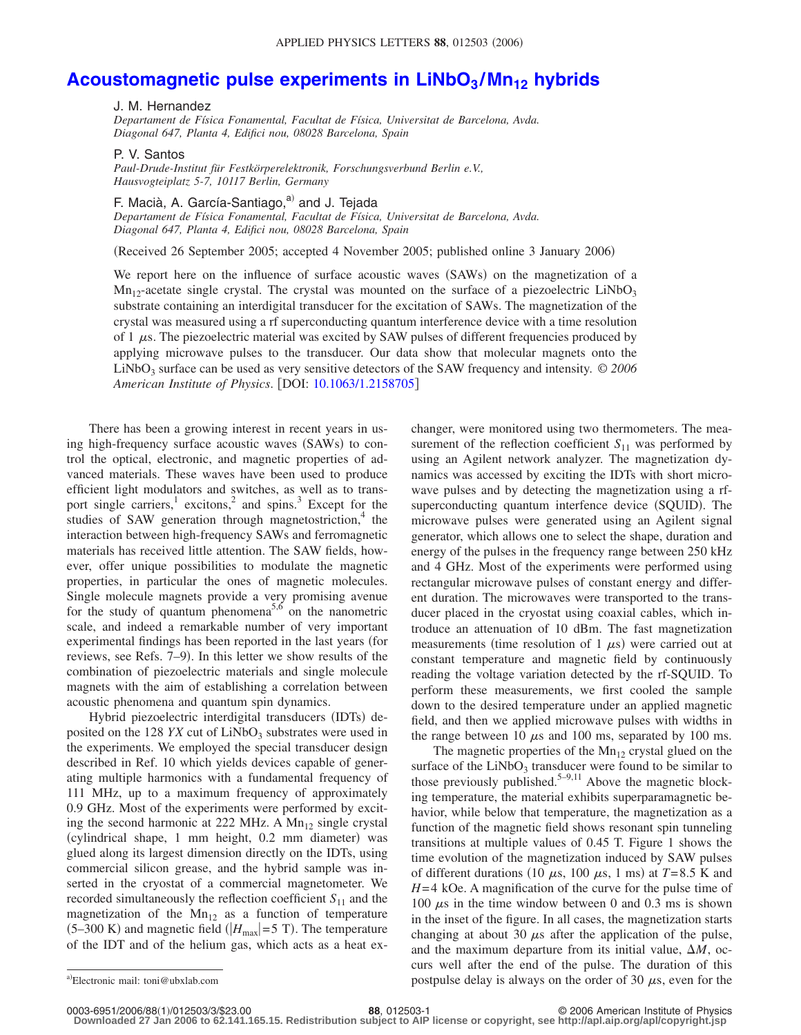# Acoustomagnetic pulse experiments in $LiNbO_3/Mn_{12}$ hybrids

J. M. Hernandez
*Departament de Física Fonamental, Facultat de Física, Universitat de Barcelona, Avda. Diagonal 647, Planta 4, Edifici nou, 08028 Barcelona, Spain*

P. V. Santos
*Paul-Drude-Institut für Festkörperelektronik, Forschungsverbund Berlin e.V., Hausvogteiplatz 5-7, 10117 Berlin, Germany*

F. Macià, A. García-Santiago,[a] and J. Tejada
*Departament de Física Fonamental, Facultat de Física, Universitat de Barcelona, Avda. Diagonal 647, Planta 4, Edifici nou, 08028 Barcelona, Spain*

(Received 26 September 2005; accepted 4 November 2005; published online 3 January 2006)

We report here on the influence of surface acoustic waves (SAWs) on the magnetization of a $Mn_{12}$-acetate single crystal. The crystal was mounted on the surface of a piezoelectric $LiNbO_3$ substrate containing an interdigital transducer for the excitation of SAWs. The magnetization of the crystal was measured using a rf superconducting quantum interference device with a time resolution of 1 $\mu$s. The piezoelectric material was excited by SAW pulses of different frequencies produced by applying microwave pulses to the transducer. Our data show that molecular magnets onto the $LiNbO_3$ surface can be used as very sensitive detectors of the SAW frequency and intensity. *© 2006 American Institute of Physics*. [DOI: 10.1063/1.2158705]

There has been a growing interest in recent years in using high-frequency surface acoustic waves (SAWs) to control the optical, electronic, and magnetic properties of advanced materials. These waves have been used to produce efficient light modulators and switches, as well as to transport single carriers,[1] excitons,[2] and spins.[3] Except for the studies of SAW generation through magnetostriction,[4] the interaction between high-frequency SAWs and ferromagnetic materials has received little attention. The SAW fields, however, offer unique possibilities to modulate the magnetic properties, in particular the ones of magnetic molecules. Single molecule magnets provide a very promising avenue for the study of quantum phenomena[5,6] on the nanometric scale, and indeed a remarkable number of very important experimental findings has been reported in the last years (for reviews, see Refs. 7–9). In this letter we show results of the combination of piezoelectric materials and single molecule magnets with the aim of establishing a correlation between acoustic phenomena and quantum spin dynamics.

Hybrid piezoelectric interdigital transducers (IDTs) deposited on the 128 *YX* cut of $LiNbO_3$ substrates were used in the experiments. We employed the special transducer design described in Ref. 10 which yields devices capable of generating multiple harmonics with a fundamental frequency of 111 MHz, up to a maximum frequency of approximately 0.9 GHz. Most of the experiments were performed by exciting the second harmonic at 222 MHz. A $Mn_{12}$ single crystal (cylindrical shape, 1 mm height, 0.2 mm diameter) was glued along its largest dimension directly on the IDTs, using commercial silicon grease, and the hybrid sample was inserted in the cryostat of a commercial magnetometer. We recorded simultaneously the reflection coefficient $S_{11}$ and the magnetization of the $Mn_{12}$ as a function of temperature (5–300 K) and magnetic field ($|H_{max}|=5$ T). The temperature of the IDT and of the helium gas, which acts as a heat exchanger, were monitored using two thermometers. The measurement of the reflection coefficient $S_{11}$ was performed by using an Agilent network analyzer. The magnetization dynamics was accessed by exciting the IDTs with short microwave pulses and by detecting the magnetization using a rf-superconducting quantum interference device (SQUID). The microwave pulses were generated using an Agilent signal generator, which allows one to select the shape, duration and energy of the pulses in the frequency range between 250 kHz and 4 GHz. Most of the experiments were performed using rectangular microwave pulses of constant energy and different duration. The microwaves were transported to the transducer placed in the cryostat using coaxial cables, which introduce an attenuation of 10 dBm. The fast magnetization measurements (time resolution of 1 $\mu$s) were carried out at constant temperature and magnetic field by continuously reading the voltage variation detected by the rf-SQUID. To perform these measurements, we first cooled the sample down to the desired temperature under an applied magnetic field, and then we applied microwave pulses with widths in the range between 10 $\mu$s and 100 ms, separated by 100 ms.

The magnetic properties of the $Mn_{12}$ crystal glued on the surface of the $LiNbO_3$ transducer were found to be similar to those previously published.[5–9,11] Above the magnetic blocking temperature, the material exhibits superparamagnetic behavior, while below that temperature, the magnetization as a function of the magnetic field shows resonant spin tunneling transitions at multiple values of 0.45 T. Figure 1 shows the time evolution of the magnetization induced by SAW pulses of different durations (10 $\mu$s, 100 $\mu$s, 1 ms) at $T=8.5$ K and $H=4$ kOe. A magnification of the curve for the pulse time of 100 $\mu$s in the time window between 0 and 0.3 ms is shown in the inset of the figure. In all cases, the magnetization starts changing at about 30 $\mu$s after the application of the pulse, and the maximum departure from its initial value, $\Delta M$, occurs well after the end of the pulse. The duration of this postpulse delay is always on the order of 30 $\mu$s, even for the

[a]Electronic mail: toni@ubxlab.com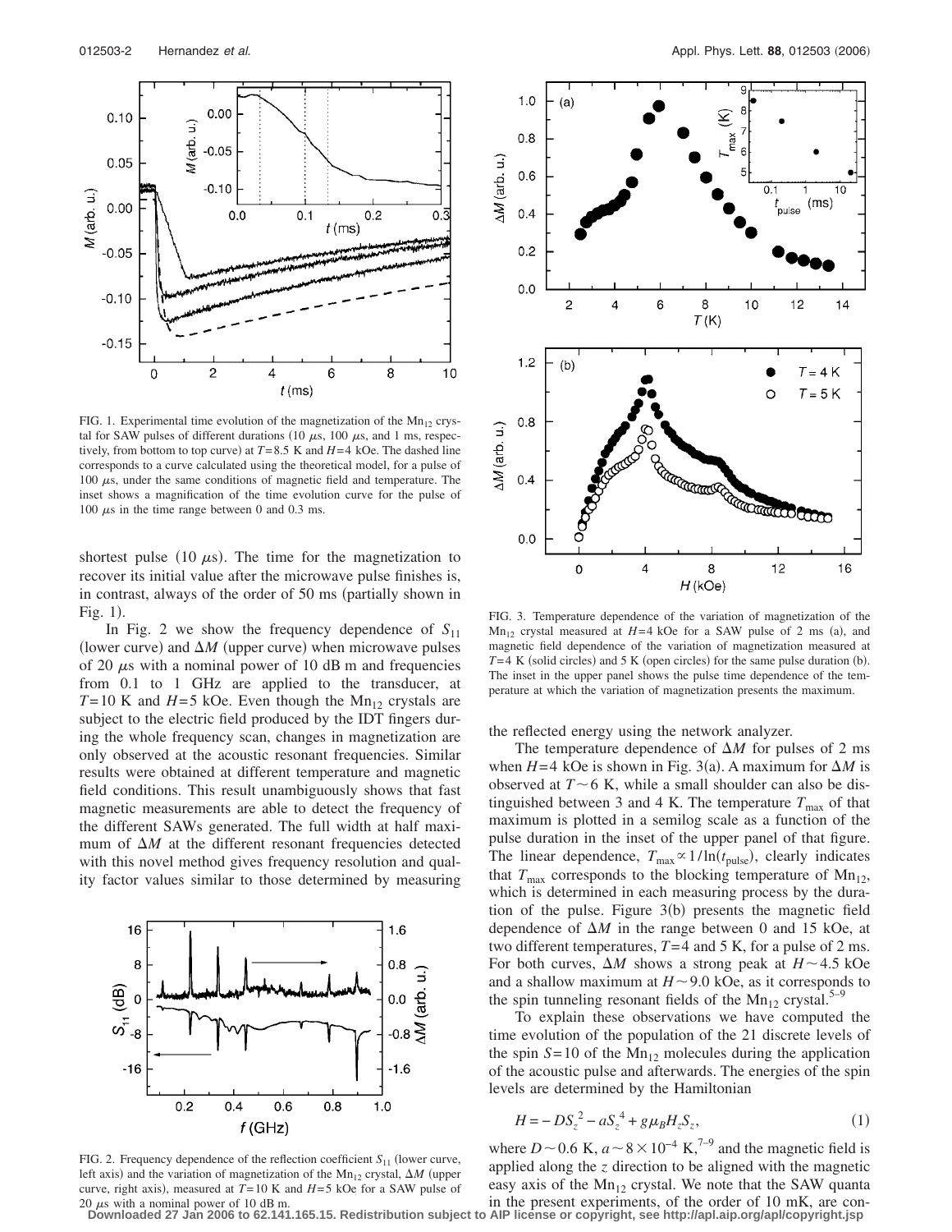FIG. 1. Experimental time evolution of the magnetization of the $Mn_{12}$ crystal for SAW pulses of different durations (10 $\mu$s, 100 $\mu$s, and 1 ms, respectively, from bottom to top curve) at $T=8.5$ K and $H=4$ kOe. The dashed line corresponds to a curve calculated using the theoretical model, for a pulse of 100 $\mu$s, under the same conditions of magnetic field and temperature. The inset shows a magnification of the time evolution curve for the pulse of 100 $\mu$s in the time range between 0 and 0.3 ms.

shortest pulse (10 $\mu$s). The time for the magnetization to recover its initial value after the microwave pulse finishes is, in contrast, always of the order of 50 ms (partially shown in Fig. 1).

In Fig. 2 we show the frequency dependence of $S_{11}$ (lower curve) and $\Delta M$ (upper curve) when microwave pulses of 20 $\mu$s with a nominal power of 10 dB m and frequencies from 0.1 to 1 GHz are applied to the transducer, at $T=10$ K and $H=5$ kOe. Even though the $Mn_{12}$ crystals are subject to the electric field produced by the IDT fingers during the whole frequency scan, changes in magnetization are only observed at the acoustic resonant frequencies. Similar results were obtained at different temperature and magnetic field conditions. This result unambiguously shows that fast magnetic measurements are able to detect the frequency of the different SAWs generated. The full width at half maximum of $\Delta M$ at the different resonant frequencies detected with this novel method gives frequency resolution and quality factor values similar to those determined by measuring the reflected energy using the network analyzer.

FIG. 2. Frequency dependence of the reflection coefficient $S_{11}$ (lower curve, left axis) and the variation of magnetization of the $Mn_{12}$ crystal, $\Delta M$ (upper curve, right axis), measured at $T=10$ K and $H=5$ kOe for a SAW pulse of 20 $\mu$s with a nominal power of 10 dB m.

FIG. 3. Temperature dependence of the variation of magnetization of the $Mn_{12}$ crystal measured at $H=4$ kOe for a SAW pulse of 2 ms (a), and magnetic field dependence of the variation of magnetization measured at $T=4$ K (solid circles) and 5 K (open circles) for the same pulse duration (b). The inset in the upper panel shows the pulse time dependence of the temperature at which the variation of magnetization presents the maximum.

The temperature dependence of $\Delta M$ for pulses of 2 ms when $H=4$ kOe is shown in Fig. 3(a). A maximum for $\Delta M$ is observed at $T\sim 6$ K, while a small shoulder can also be distinguished between 3 and 4 K. The temperature $T_{\max}$ of that maximum is plotted in a semilog scale as a function of the pulse duration in the inset of the upper panel of that figure. The linear dependence, $T_{\max}\propto 1/\ln(t_{\text{pulse}})$, clearly indicates that $T_{\max}$ corresponds to the blocking temperature of $Mn_{12}$, which is determined in each measuring process by the duration of the pulse. Figure 3(b) presents the magnetic field dependence of $\Delta M$ in the range between 0 and 15 kOe, at two different temperatures, $T=4$ and 5 K, for a pulse of 2 ms. For both curves, $\Delta M$ shows a strong peak at $H\sim 4.5$ kOe and a shallow maximum at $H\sim 9.0$ kOe, as it corresponds to the spin tunneling resonant fields of the $Mn_{12}$ crystal.[5–9]

To explain these observations we have computed the time evolution of the population of the 21 discrete levels of the spin $S=10$ of the $Mn_{12}$ molecules during the application of the acoustic pulse and afterwards. The energies of the spin levels are determined by the Hamiltonian

$$H=-DS_z^2-aS_z^4+g\mu_B H_z S_z, \tag{1}$$

where $D\sim 0.6$ K, $a\sim 8\times 10^{-4}$ K,[7–9] and the magnetic field is applied along the $z$ direction to be aligned with the magnetic easy axis of the $Mn_{12}$ crystal. We note that the SAW quanta in the present experiments, of the order of 10 mK, are con-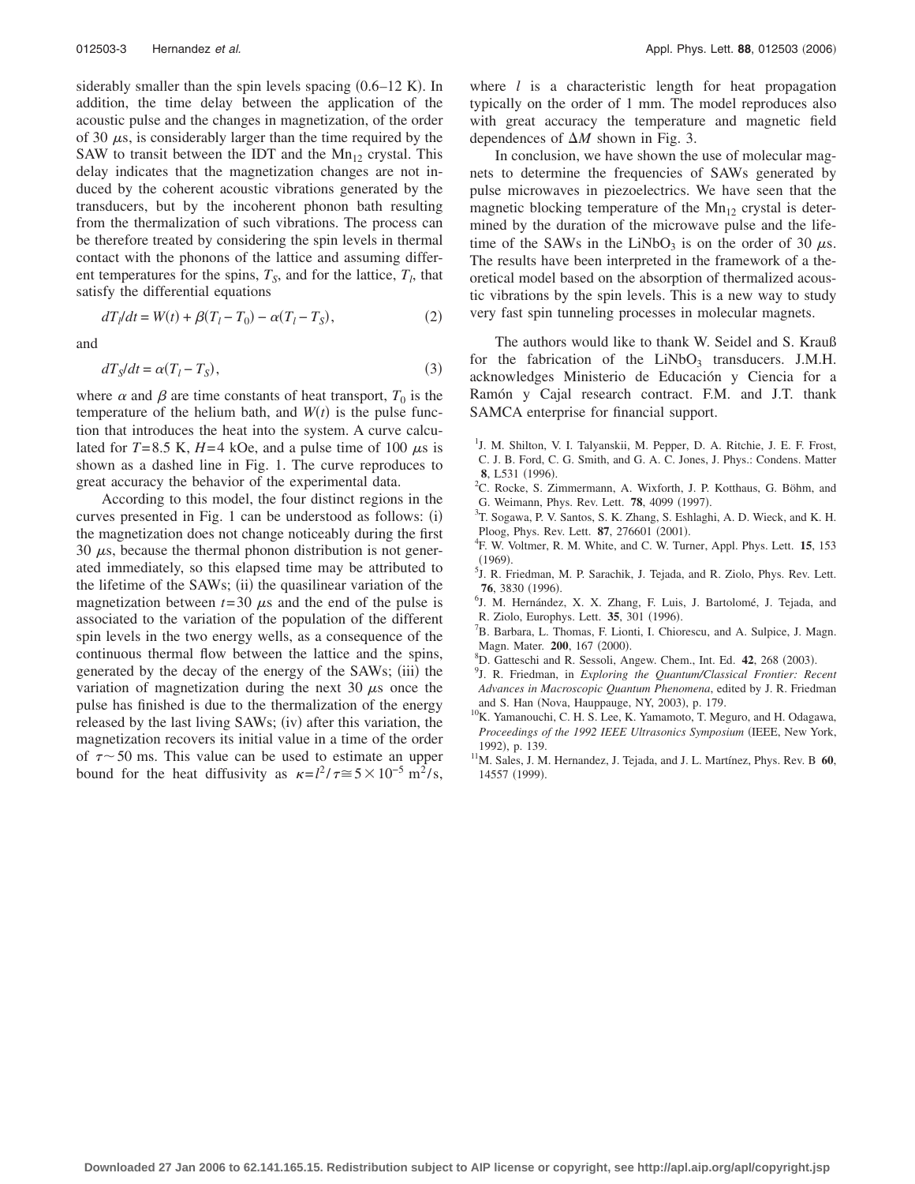siderably smaller than the spin levels spacing (0.6–12 K). In addition, the time delay between the application of the acoustic pulse and the changes in magnetization, of the order of 30 $\mu$s, is considerably larger than the time required by the SAW to transit between the IDT and the $Mn_{12}$ crystal. This delay indicates that the magnetization changes are not induced by the coherent acoustic vibrations generated by the transducers, but by the incoherent phonon bath resulting from the thermalization of such vibrations. The process can be therefore treated by considering the spin levels in thermal contact with the phonons of the lattice and assuming different temperatures for the spins, $T_S$, and for the lattice, $T_l$, that satisfy the differential equations

$$dT_l/dt = W(t) + \beta(T_l - T_0) - \alpha(T_l - T_S), \tag{2}$$

and

$$dT_S/dt = \alpha(T_l - T_S), \tag{3}$$

where $\alpha$ and $\beta$ are time constants of heat transport, $T_0$ is the temperature of the helium bath, and $W(t)$ is the pulse function that introduces the heat into the system. A curve calculated for $T=8.5$ K, $H=4$ kOe, and a pulse time of 100 $\mu$s is shown as a dashed line in Fig. 1. The curve reproduces to great accuracy the behavior of the experimental data.

According to this model, the four distinct regions in the curves presented in Fig. 1 can be understood as follows: (i) the magnetization does not change noticeably during the first 30 $\mu$s, because the thermal phonon distribution is not generated immediately, so this elapsed time may be attributed to the lifetime of the SAWs; (ii) the quasilinear variation of the magnetization between $t=30$ $\mu$s and the end of the pulse is associated to the variation of the population of the different spin levels in the two energy wells, as a consequence of the continuous thermal flow between the lattice and the spins, generated by the decay of the energy of the SAWs; (iii) the variation of magnetization during the next 30 $\mu$s once the pulse has finished is due to the thermalization of the energy released by the last living SAWs; (iv) after this variation, the magnetization recovers its initial value in a time of the order of $\tau \sim 50$ ms. This value can be used to estimate an upper bound for the heat diffusivity as $\kappa = l^2/\tau \cong 5 \times 10^{-5}$ m$^2$/s, where $l$ is a characteristic length for heat propagation typically on the order of 1 mm. The model reproduces also with great accuracy the temperature and magnetic field dependences of $\Delta M$ shown in Fig. 3.

In conclusion, we have shown the use of molecular magnets to determine the frequencies of SAWs generated by pulse microwaves in piezoelectrics. We have seen that the magnetic blocking temperature of the $Mn_{12}$ crystal is determined by the duration of the microwave pulse and the lifetime of the SAWs in the $LiNbO_3$ is on the order of 30 $\mu$s. The results have been interpreted in the framework of a theoretical model based on the absorption of thermalized acoustic vibrations by the spin levels. This is a new way to study very fast spin tunneling processes in molecular magnets.

The authors would like to thank W. Seidel and S. Krauß for the fabrication of the $LiNbO_3$ transducers. J.M.H. acknowledges Ministerio de Educación y Ciencia for a Ramón y Cajal research contract. F.M. and J.T. thank SAMCA enterprise for financial support.

[1] J. M. Shilton, V. I. Talyanskii, M. Pepper, D. A. Ritchie, J. E. F. Frost, C. J. B. Ford, C. G. Smith, and G. A. C. Jones, J. Phys.: Condens. Matter **8**, L531 (1996).

[2] C. Rocke, S. Zimmermann, A. Wixforth, J. P. Kotthaus, G. Böhm, and G. Weimann, Phys. Rev. Lett. **78**, 4099 (1997).

[3] T. Sogawa, P. V. Santos, S. K. Zhang, S. Eshlaghi, A. D. Wieck, and K. H. Ploog, Phys. Rev. Lett. **87**, 276601 (2001).

[4] F. W. Voltmer, R. M. White, and C. W. Turner, Appl. Phys. Lett. **15**, 153 (1969).

[5] J. R. Friedman, M. P. Sarachik, J. Tejada, and R. Ziolo, Phys. Rev. Lett. **76**, 3830 (1996).

[6] J. M. Hernández, X. X. Zhang, F. Luis, J. Bartolomé, J. Tejada, and R. Ziolo, Europhys. Lett. **35**, 301 (1996).

[7] B. Barbara, L. Thomas, F. Lionti, I. Chiorescu, and A. Sulpice, J. Magn. Magn. Mater. **200**, 167 (2000).

[8] D. Gatteschi and R. Sessoli, Angew. Chem., Int. Ed. **42**, 268 (2003).

[9] J. R. Friedman, in *Exploring the Quantum/Classical Frontier: Recent Advances in Macroscopic Quantum Phenomena*, edited by J. R. Friedman and S. Han (Nova, Hauppauge, NY, 2003), p. 179.

[10] K. Yamanouchi, C. H. S. Lee, K. Yamamoto, T. Meguro, and H. Odagawa, *Proceedings of the 1992 IEEE Ultrasonics Symposium* (IEEE, New York, 1992), p. 139.

[11] M. Sales, J. M. Hernandez, J. Tejada, and J. L. Martínez, Phys. Rev. B **60**, 14557 (1999).